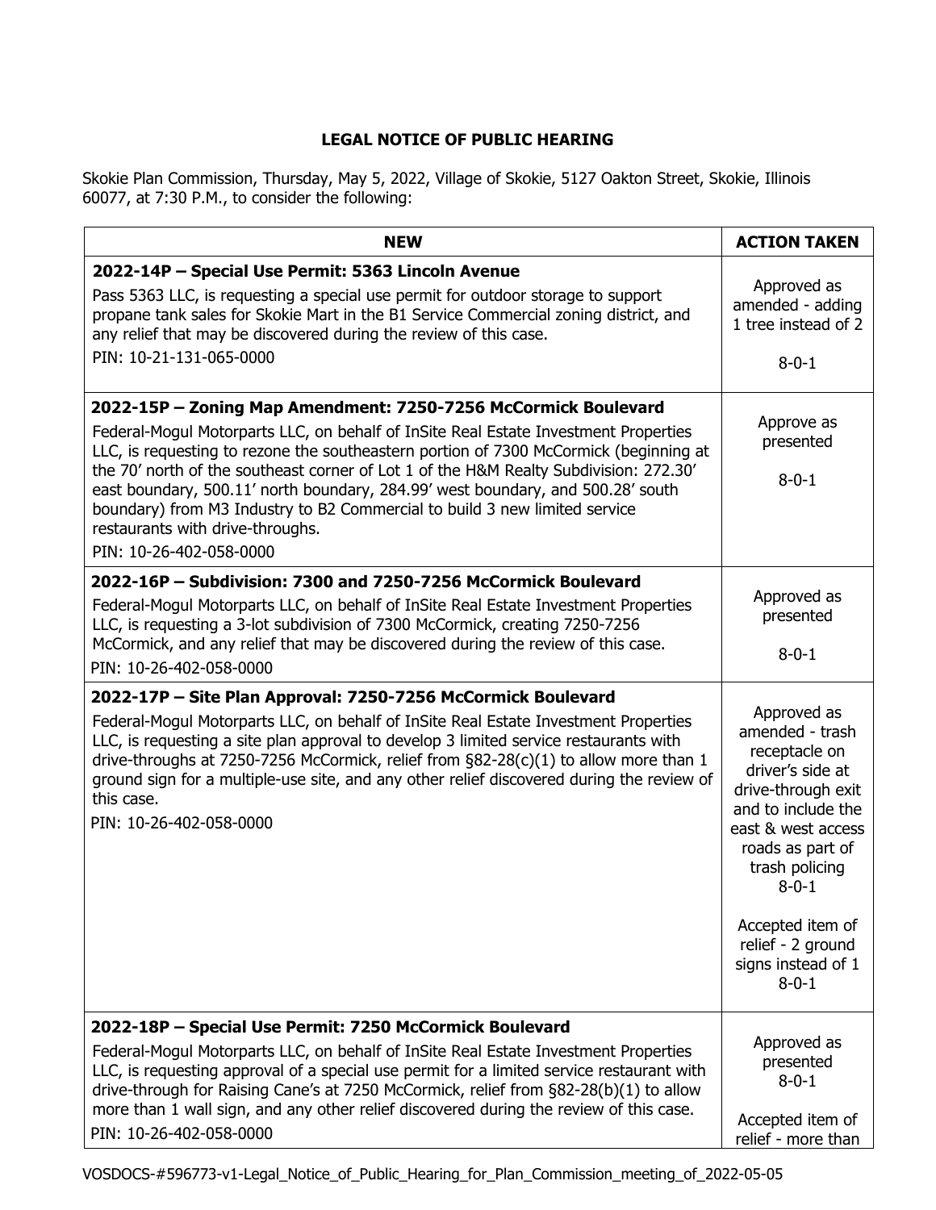**LEGAL NOTICE OF PUBLIC HEARING**

Skokie Plan Commission, Thursday, May 5, 2022, Village of Skokie, 5127 Oakton Street, Skokie, Illinois 60077, at 7:30 P.M., to consider the following:

| NEW | ACTION TAKEN |
|---|---|
| **2022-14P – Special Use Permit: 5363 Lincoln Avenue**<br>Pass 5363 LLC, is requesting a special use permit for outdoor storage to support propane tank sales for Skokie Mart in the B1 Service Commercial zoning district, and any relief that may be discovered during the review of this case.<br>PIN: 10-21-131-065-0000 | Approved as amended - adding 1 tree instead of 2<br><br>8-0-1 |
| **2022-15P – Zoning Map Amendment: 7250-7256 McCormick Boulevard**<br>Federal-Mogul Motorparts LLC, on behalf of InSite Real Estate Investment Properties LLC, is requesting to rezone the southeastern portion of 7300 McCormick (beginning at the 70' north of the southeast corner of Lot 1 of the H&M Realty Subdivision: 272.30' east boundary, 500.11' north boundary, 284.99' west boundary, and 500.28' south boundary) from M3 Industry to B2 Commercial to build 3 new limited service restaurants with drive-throughs.<br>PIN: 10-26-402-058-0000 | Approve as presented<br><br>8-0-1 |
| **2022-16P – Subdivision: 7300 and 7250-7256 McCormick Boulevard**<br>Federal-Mogul Motorparts LLC, on behalf of InSite Real Estate Investment Properties LLC, is requesting a 3-lot subdivision of 7300 McCormick, creating 7250-7256 McCormick, and any relief that may be discovered during the review of this case.<br>PIN: 10-26-402-058-0000 | Approved as presented<br><br>8-0-1 |
| **2022-17P – Site Plan Approval: 7250-7256 McCormick Boulevard**<br>Federal-Mogul Motorparts LLC, on behalf of InSite Real Estate Investment Properties LLC, is requesting a site plan approval to develop 3 limited service restaurants with drive-throughs at 7250-7256 McCormick, relief from §82-28(c)(1) to allow more than 1 ground sign for a multiple-use site, and any other relief discovered during the review of this case.<br>PIN: 10-26-402-058-0000 | Approved as amended - trash receptacle on driver's side at drive-through exit and to include the east & west access roads as part of trash policing<br>8-0-1<br><br>Accepted item of relief - 2 ground signs instead of 1<br>8-0-1 |
| **2022-18P – Special Use Permit: 7250 McCormick Boulevard**<br>Federal-Mogul Motorparts LLC, on behalf of InSite Real Estate Investment Properties LLC, is requesting approval of a special use permit for a limited service restaurant with drive-through for Raising Cane's at 7250 McCormick, relief from §82-28(b)(1) to allow more than 1 wall sign, and any other relief discovered during the review of this case.<br>PIN: 10-26-402-058-0000 | Approved as presented<br>8-0-1<br><br>Accepted item of relief - more than |

VOSDOCS-#596773-v1-Legal_Notice_of_Public_Hearing_for_Plan_Commission_meeting_of_2022-05-05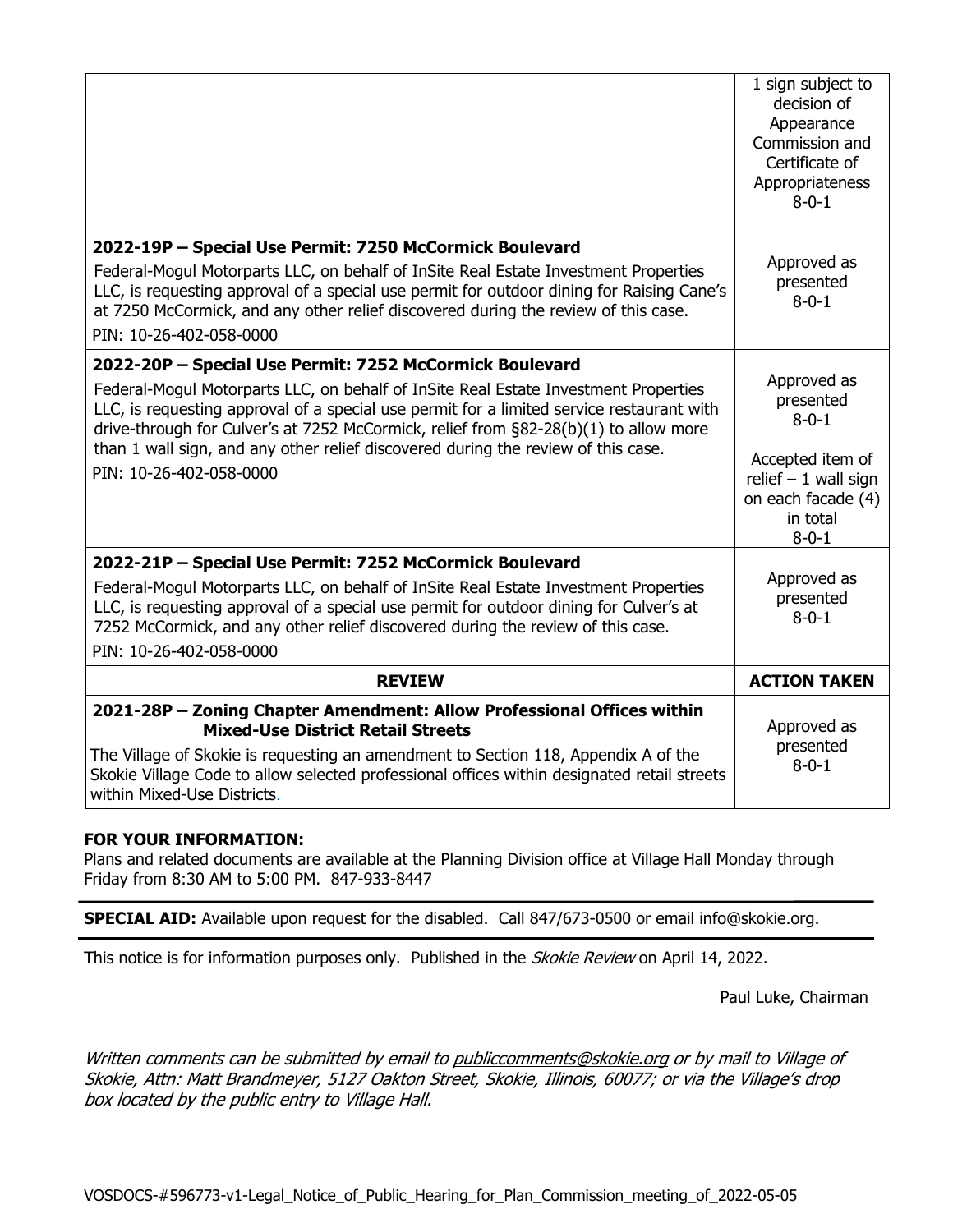| | |
|---|---|
| | 1 sign subject to decision of Appearance Commission and Certificate of Appropriateness 8-0-1 |
| **2022-19P – Special Use Permit: 7250 McCormick Boulevard**<br>Federal-Mogul Motorparts LLC, on behalf of InSite Real Estate Investment Properties LLC, is requesting approval of a special use permit for outdoor dining for Raising Cane's at 7250 McCormick, and any other relief discovered during the review of this case.<br>PIN: 10-26-402-058-0000 | Approved as presented 8-0-1 |
| **2022-20P – Special Use Permit: 7252 McCormick Boulevard**<br>Federal-Mogul Motorparts LLC, on behalf of InSite Real Estate Investment Properties LLC, is requesting approval of a special use permit for a limited service restaurant with drive-through for Culver's at 7252 McCormick, relief from §82-28(b)(1) to allow more than 1 wall sign, and any other relief discovered during the review of this case.<br>PIN: 10-26-402-058-0000 | Approved as presented 8-0-1<br><br>Accepted item of relief – 1 wall sign on each facade (4) in total 8-0-1 |
| **2022-21P – Special Use Permit: 7252 McCormick Boulevard**<br>Federal-Mogul Motorparts LLC, on behalf of InSite Real Estate Investment Properties LLC, is requesting approval of a special use permit for outdoor dining for Culver's at 7252 McCormick, and any other relief discovered during the review of this case.<br>PIN: 10-26-402-058-0000 | Approved as presented 8-0-1 |
| **REVIEW** | **ACTION TAKEN** |
| **2021-28P – Zoning Chapter Amendment: Allow Professional Offices within Mixed-Use District Retail Streets**<br>The Village of Skokie is requesting an amendment to Section 118, Appendix A of the Skokie Village Code to allow selected professional offices within designated retail streets within Mixed-Use Districts. | Approved as presented 8-0-1 |

**FOR YOUR INFORMATION:**
Plans and related documents are available at the Planning Division office at Village Hall Monday through Friday from 8:30 AM to 5:00 PM. 847-933-8447

**SPECIAL AID:** Available upon request for the disabled. Call 847/673-0500 or email info@skokie.org.

This notice is for information purposes only. Published in the *Skokie Review* on April 14, 2022.

Paul Luke, Chairman

*Written comments can be submitted by email to publiccomments@skokie.org or by mail to Village of Skokie, Attn: Matt Brandmeyer, 5127 Oakton Street, Skokie, Illinois, 60077; or via the Village's drop box located by the public entry to Village Hall.*

VOSDOCS-#596773-v1-Legal_Notice_of_Public_Hearing_for_Plan_Commission_meeting_of_2022-05-05